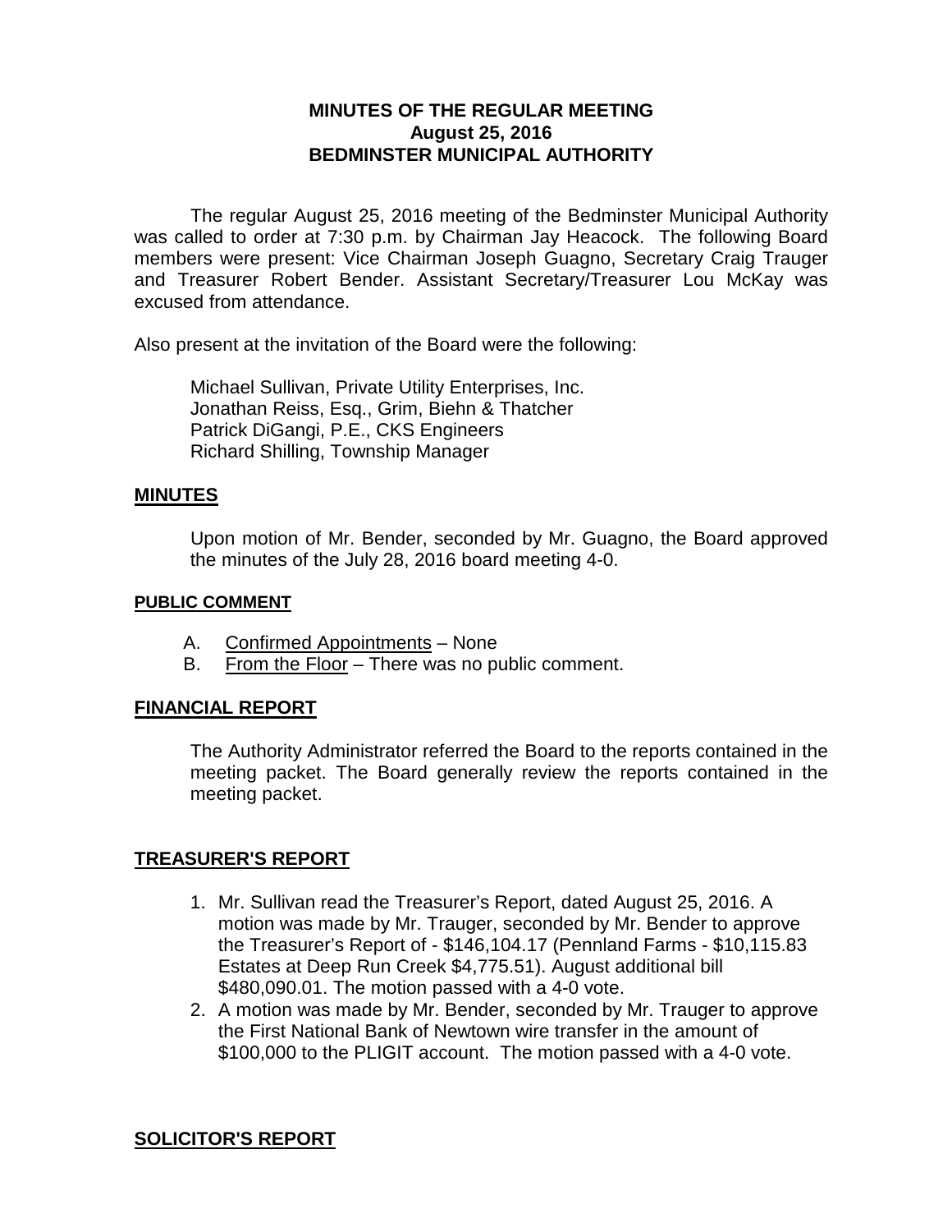**MINUTES OF THE REGULAR MEETING**
**August 25, 2016**
**BEDMINSTER MUNICIPAL AUTHORITY**

The regular August 25, 2016 meeting of the Bedminster Municipal Authority was called to order at 7:30 p.m. by Chairman Jay Heacock. The following Board members were present: Vice Chairman Joseph Guagno, Secretary Craig Trauger and Treasurer Robert Bender. Assistant Secretary/Treasurer Lou McKay was excused from attendance.

Also present at the invitation of the Board were the following:

Michael Sullivan, Private Utility Enterprises, Inc.
Jonathan Reiss, Esq., Grim, Biehn & Thatcher
Patrick DiGangi, P.E., CKS Engineers
Richard Shilling, Township Manager

## MINUTES

Upon motion of Mr. Bender, seconded by Mr. Guagno, the Board approved the minutes of the July 28, 2016 board meeting 4-0.

### PUBLIC COMMENT

A. Confirmed Appointments – None
B. From the Floor – There was no public comment.

## FINANCIAL REPORT

The Authority Administrator referred the Board to the reports contained in the meeting packet. The Board generally review the reports contained in the meeting packet.

## TREASURER'S REPORT

1. Mr. Sullivan read the Treasurer's Report, dated August 25, 2016. A motion was made by Mr. Trauger, seconded by Mr. Bender to approve the Treasurer's Report of - $146,104.17 (Pennland Farms - $10,115.83 Estates at Deep Run Creek $4,775.51). August additional bill $480,090.01. The motion passed with a 4-0 vote.
2. A motion was made by Mr. Bender, seconded by Mr. Trauger to approve the First National Bank of Newtown wire transfer in the amount of $100,000 to the PLIGIT account. The motion passed with a 4-0 vote.

## SOLICITOR'S REPORT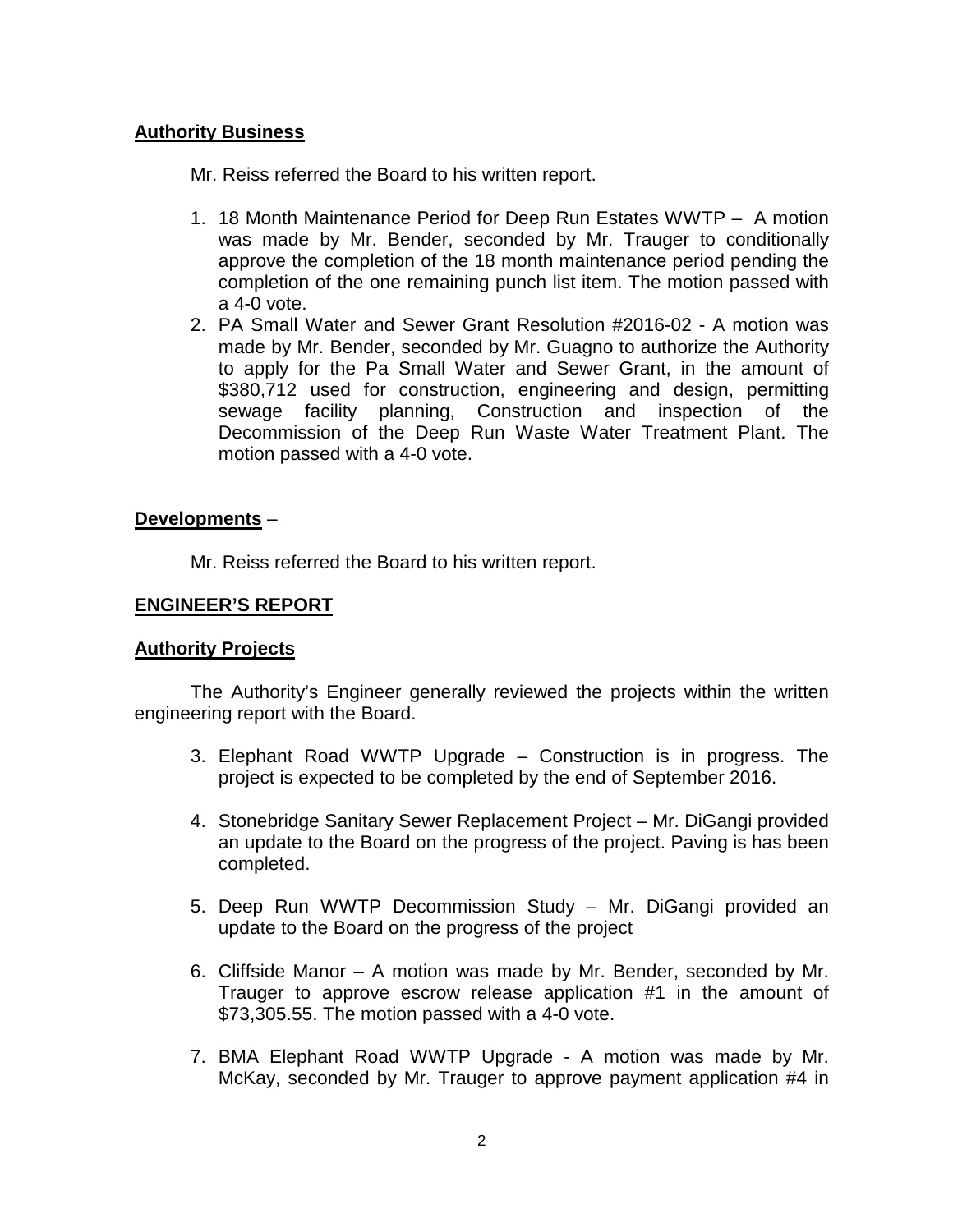**Authority Business**

Mr. Reiss referred the Board to his written report.

1. 18 Month Maintenance Period for Deep Run Estates WWTP – A motion was made by Mr. Bender, seconded by Mr. Trauger to conditionally approve the completion of the 18 month maintenance period pending the completion of the one remaining punch list item. The motion passed with a 4-0 vote.
2. PA Small Water and Sewer Grant Resolution #2016-02 - A motion was made by Mr. Bender, seconded by Mr. Guagno to authorize the Authority to apply for the Pa Small Water and Sewer Grant, in the amount of $380,712 used for construction, engineering and design, permitting sewage facility planning, Construction and inspection of the Decommission of the Deep Run Waste Water Treatment Plant. The motion passed with a 4-0 vote.

**Developments** –

Mr. Reiss referred the Board to his written report.

**ENGINEER'S REPORT**

**Authority Projects**

The Authority's Engineer generally reviewed the projects within the written engineering report with the Board.

3. Elephant Road WWTP Upgrade – Construction is in progress. The project is expected to be completed by the end of September 2016.

4. Stonebridge Sanitary Sewer Replacement Project – Mr. DiGangi provided an update to the Board on the progress of the project. Paving is has been completed.

5. Deep Run WWTP Decommission Study – Mr. DiGangi provided an update to the Board on the progress of the project

6. Cliffside Manor – A motion was made by Mr. Bender, seconded by Mr. Trauger to approve escrow release application #1 in the amount of $73,305.55. The motion passed with a 4-0 vote.

7. BMA Elephant Road WWTP Upgrade - A motion was made by Mr. McKay, seconded by Mr. Trauger to approve payment application #4 in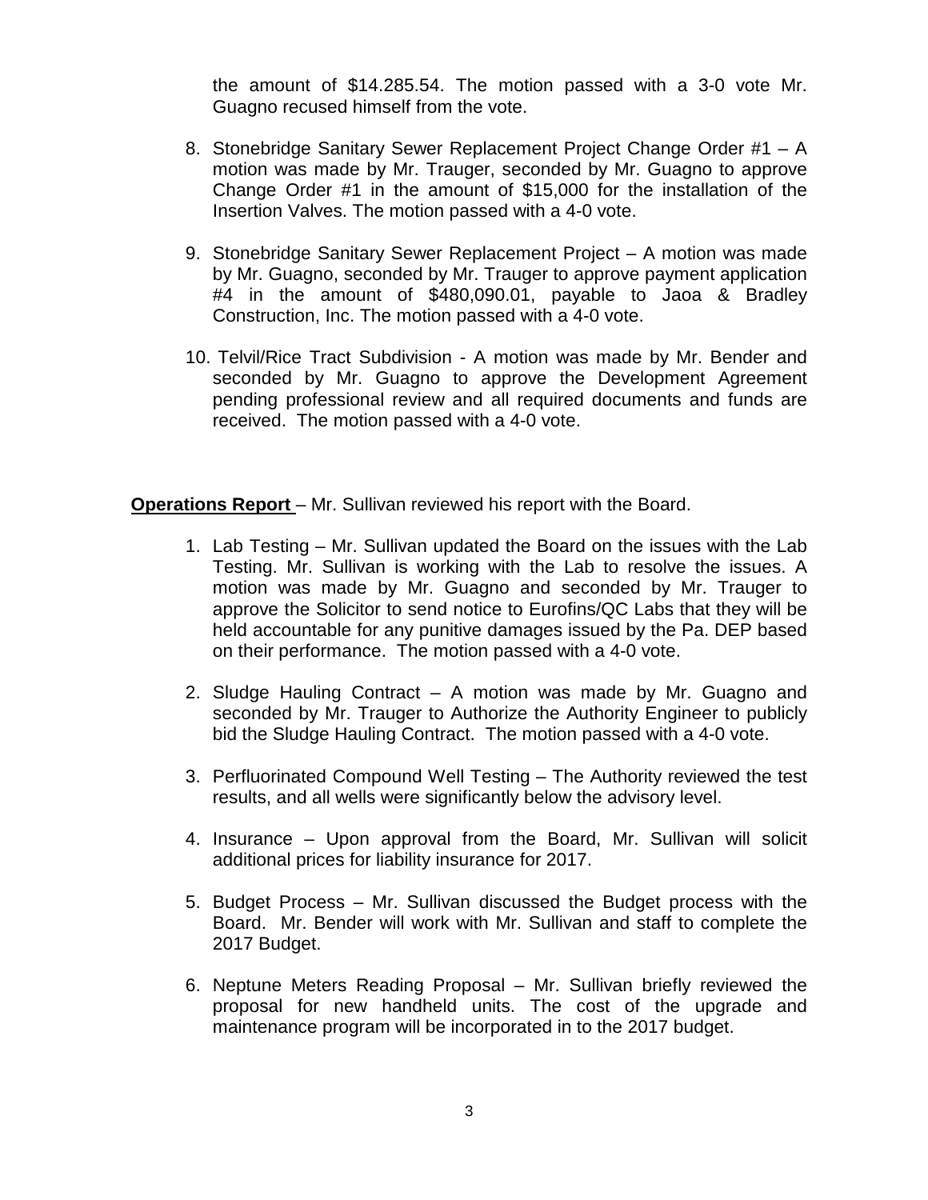the amount of $14.285.54. The motion passed with a 3-0 vote Mr. Guagno recused himself from the vote.

8. Stonebridge Sanitary Sewer Replacement Project Change Order #1 – A motion was made by Mr. Trauger, seconded by Mr. Guagno to approve Change Order #1 in the amount of $15,000 for the installation of the Insertion Valves. The motion passed with a 4-0 vote.

9. Stonebridge Sanitary Sewer Replacement Project – A motion was made by Mr. Guagno, seconded by Mr. Trauger to approve payment application #4 in the amount of $480,090.01, payable to Jaoa & Bradley Construction, Inc. The motion passed with a 4-0 vote.

10. Telvil/Rice Tract Subdivision - A motion was made by Mr. Bender and seconded by Mr. Guagno to approve the Development Agreement pending professional review and all required documents and funds are received. The motion passed with a 4-0 vote.

**Operations Report** – Mr. Sullivan reviewed his report with the Board.

1. Lab Testing – Mr. Sullivan updated the Board on the issues with the Lab Testing. Mr. Sullivan is working with the Lab to resolve the issues. A motion was made by Mr. Guagno and seconded by Mr. Trauger to approve the Solicitor to send notice to Eurofins/QC Labs that they will be held accountable for any punitive damages issued by the Pa. DEP based on their performance. The motion passed with a 4-0 vote.

2. Sludge Hauling Contract – A motion was made by Mr. Guagno and seconded by Mr. Trauger to Authorize the Authority Engineer to publicly bid the Sludge Hauling Contract. The motion passed with a 4-0 vote.

3. Perfluorinated Compound Well Testing – The Authority reviewed the test results, and all wells were significantly below the advisory level.

4. Insurance – Upon approval from the Board, Mr. Sullivan will solicit additional prices for liability insurance for 2017.

5. Budget Process – Mr. Sullivan discussed the Budget process with the Board. Mr. Bender will work with Mr. Sullivan and staff to complete the 2017 Budget.

6. Neptune Meters Reading Proposal – Mr. Sullivan briefly reviewed the proposal for new handheld units. The cost of the upgrade and maintenance program will be incorporated in to the 2017 budget.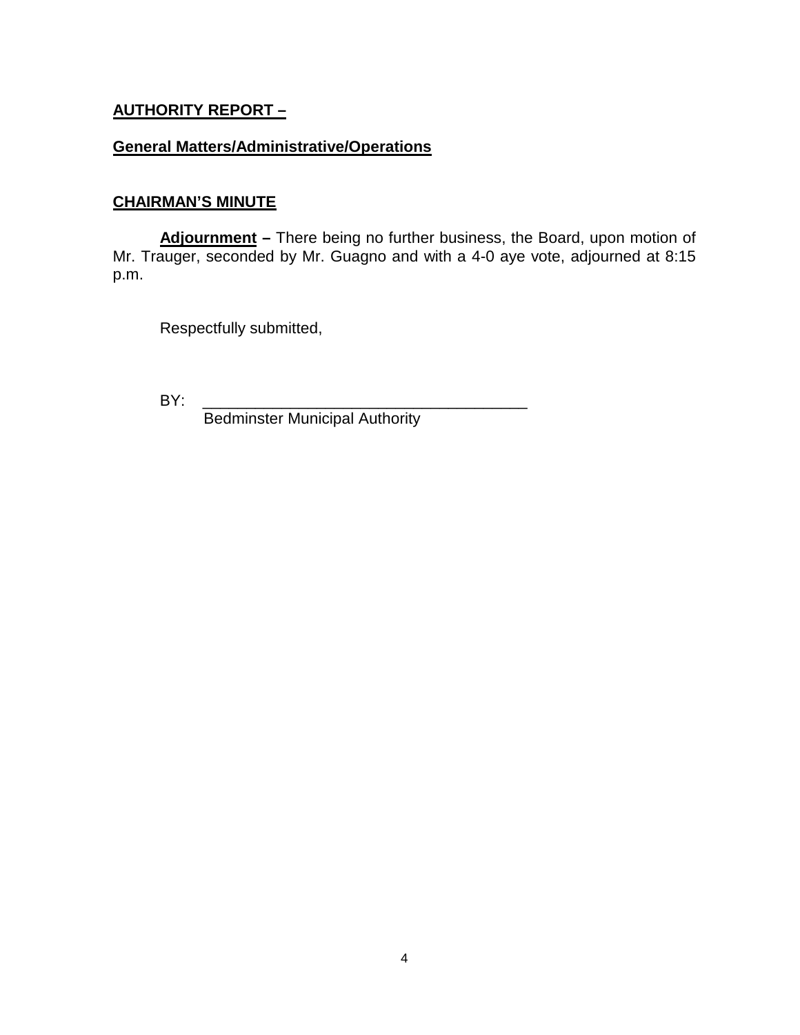**AUTHORITY REPORT –**

**General Matters/Administrative/Operations**

**CHAIRMAN'S MINUTE**

**Adjournment –** There being no further business, the Board, upon motion of Mr. Trauger, seconded by Mr. Guagno and with a 4-0 aye vote, adjourned at 8:15 p.m.

Respectfully submitted,

BY: \_\_\_\_\_\_\_\_\_\_\_\_\_\_\_\_\_\_\_\_\_\_\_\_\_\_\_\_\_\_\_\_\_\_\_\_\_\_
Bedminster Municipal Authority